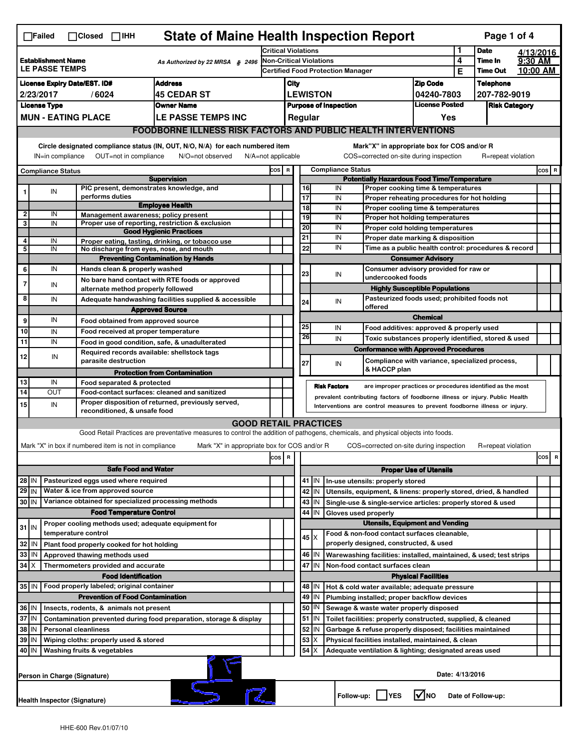☐Failed ☐Closed ☐IHH

# State of Maine Health Inspection Report

| Establishment Name | As Authorized by 22 MRSA § 2496 | Critical Violations | 1 | Date | 4/13/2016 |
|---|---|---|---|---|---|
| LE PASSE TEMPS | | Non-Critical Violations | 4 | Time In | 9:30 AM |
| | | Certified Food Protection Manager | E | Time Out | 10:00 AM |

| License Expiry Date/EST. ID# | Address | City | Zip Code | Telephone |
|---|---|---|---|---|
| 2/23/2017 / 6024 | 45 CEDAR ST | LEWISTON | 04240-7803 | 207-782-9019 |

| License Type | Owner Name | Purpose of Inspection | License Posted | Risk Category |
|---|---|---|---|---|
| MUN - EATING PLACE | LE PASSE TEMPS INC | Regular | Yes | |

## FOODBORNE ILLNESS RISK FACTORS AND PUBLIC HEALTH INTERVENTIONS

Circle designated compliance status (IN, OUT, N/O, N/A) for each numbered item — IN=in compliance OUT=not in compliance N/O=not observed N/A=not applicable

Mark "X" in appropriate box for COS and/or R — COS=corrected on-site during inspection R=repeat violation

| # | Compliance Status | Item | COS | R |
|---|---|---|---|---|
| | | **Supervision** | | |
| 1 | IN | PIC present, demonstrates knowledge, and performs duties | | |
| | | **Employee Health** | | |
| 2 | IN | Management awareness; policy present | | |
| 3 | IN | Proper use of reporting, restriction & exclusion | | |
| | | **Good Hygienic Practices** | | |
| 4 | IN | Proper eating, tasting, drinking, or tobacco use | | |
| 5 | IN | No discharge from eyes, nose, and mouth | | |
| | | **Preventing Contamination by Hands** | | |
| 6 | IN | Hands clean & properly washed | | |
| 7 | IN | No bare hand contact with RTE foods or approved alternate method properly followed | | |
| 8 | IN | Adequate handwashing facilities supplied & accessible | | |
| | | **Approved Source** | | |
| 9 | IN | Food obtained from approved source | | |
| 10 | IN | Food received at proper temperature | | |
| 11 | IN | Food in good condition, safe, & unadulterated | | |
| 12 | IN | Required records available: shellstock tags parasite destruction | | |
| | | **Protection from Contamination** | | |
| 13 | IN | Food separated & protected | | |
| 14 | OUT | Food-contact surfaces: cleaned and sanitized | | |
| 15 | IN | Proper disposition of returned, previously served, reconditioned, & unsafe food | | |
| | | **Potentially Hazardous Food Time/Temperature** | | |
| 16 | IN | Proper cooking time & temperatures | | |
| 17 | IN | Proper reheating procedures for hot holding | | |
| 18 | IN | Proper cooling time & temperatures | | |
| 19 | IN | Proper hot holding temperatures | | |
| 20 | IN | Proper cold holding temperatures | | |
| 21 | IN | Proper date marking & disposition | | |
| 22 | IN | Time as a public health control: procedures & record | | |
| | | **Consumer Advisory** | | |
| 23 | IN | Consumer advisory provided for raw or undercooked foods | | |
| | | **Highly Susceptible Populations** | | |
| 24 | IN | Pasteurized foods used; prohibited foods not offered | | |
| | | **Chemical** | | |
| 25 | IN | Food additives: approved & properly used | | |
| 26 | IN | Toxic substances properly identified, stored & used | | |
| | | **Conformance with Approved Procedures** | | |
| 27 | IN | Compliance with variance, specialized process, & HACCP plan | | |

**Risk Factors** are improper practices or procedures identified as the most prevalent contributing factors of foodborne illness or injury. Public Health Interventions are control measures to prevent foodborne illness or injury.

## GOOD RETAIL PRACTICES

Good Retail Practices are preventative measures to control the addition of pathogens, chemicals, and physical objects into foods.

Mark "X" in box if numbered item is not in compliance — Mark "X" in appropriate box for COS and/or R — COS=corrected on-site during inspection R=repeat violation

| # | Status | Item | COS | R |
|---|---|---|---|---|
| | | **Safe Food and Water** | | |
| 28 | IN | Pasteurized eggs used where required | | |
| 29 | IN | Water & ice from approved source | | |
| 30 | IN | Variance obtained for specialized processing methods | | |
| | | **Food Temperature Control** | | |
| 31 | IN | Proper cooling methods used; adequate equipment for temperature control | | |
| 32 | IN | Plant food properly cooked for hot holding | | |
| 33 | IN | Approved thawing methods used | | |
| 34 | X | Thermometers provided and accurate | | |
| | | **Food Identification** | | |
| 35 | IN | Food properly labeled; original container | | |
| | | **Prevention of Food Contamination** | | |
| 36 | IN | Insects, rodents, & animals not present | | |
| 37 | IN | Contamination prevented during food preparation, storage & display | | |
| 38 | IN | Personal cleanliness | | |
| 39 | IN | Wiping cloths: properly used & stored | | |
| 40 | IN | Washing fruits & vegetables | | |
| | | **Proper Use of Utensils** | | |
| 41 | IN | In-use utensils: properly stored | | |
| 42 | IN | Utensils, equipment, & linens: properly stored, dried, & handled | | |
| 43 | IN | Single-use & single-service articles: properly stored & used | | |
| 44 | IN | Gloves used properly | | |
| | | **Utensils, Equipment and Vending** | | |
| 45 | X | Food & non-food contact surfaces cleanable, properly designed, constructed, & used | | |
| 46 | IN | Warewashing facilities: installed, maintained, & used; test strips | | |
| 47 | IN | Non-food contact surfaces clean | | |
| | | **Physical Facilities** | | |
| 48 | IN | Hot & cold water available; adequate pressure | | |
| 49 | IN | Plumbing installed; proper backflow devices | | |
| 50 | IN | Sewage & waste water properly disposed | | |
| 51 | IN | Toilet facilities: properly constructed, supplied, & cleaned | | |
| 52 | IN | Garbage & refuse properly disposed; facilities maintained | | |
| 53 | X | Physical facilities installed, maintained, & clean | | |
| 54 | X | Adequate ventilation & lighting; designated areas used | | |

Person in Charge (Signature)

Date: 4/13/2016

Health Inspector (Signature)

Follow-up: ☐ YES ☑ NO Date of Follow-up:

HHE-600 Rev.01/07/10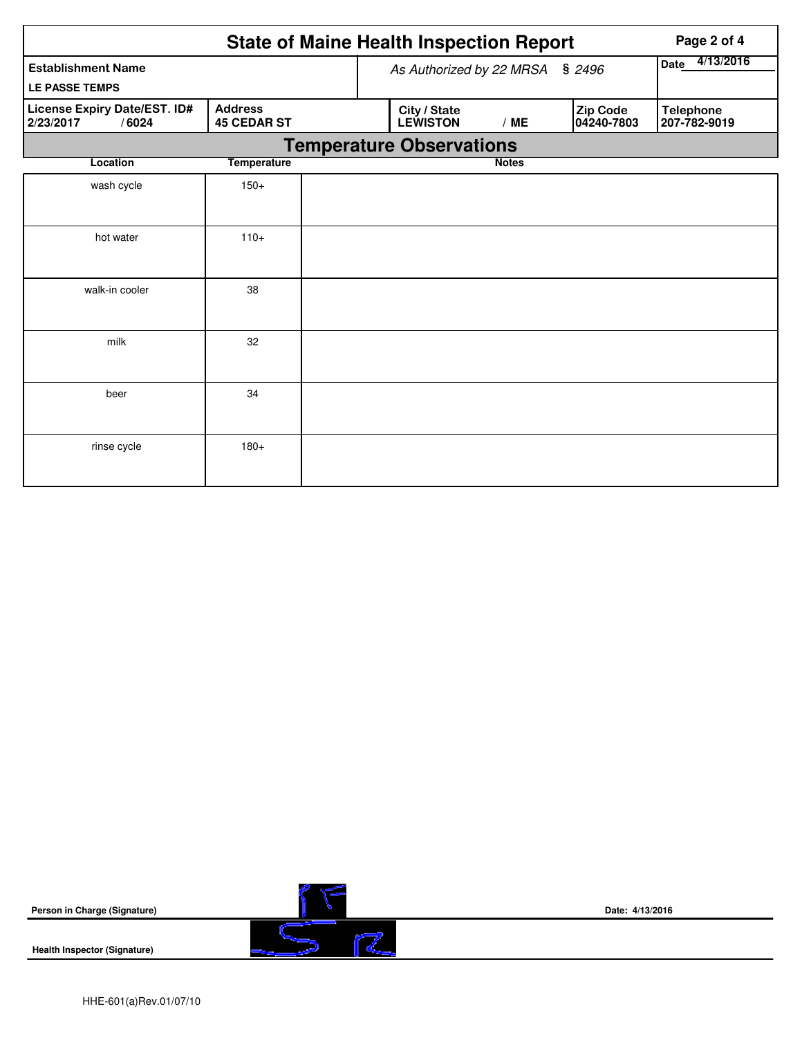# State of Maine Health Inspection Report

| Establishment Name | As Authorized by 22 MRSA § 2496 | Date 4/13/2016 |
|---|---|---|
| LE PASSE TEMPS | | |

| License Expiry Date/EST. ID# | Address | City / State | Zip Code | Telephone |
|---|---|---|---|---|
| 2/23/2017 / 6024 | 45 CEDAR ST | LEWISTON / ME | 04240-7803 | 207-782-9019 |

## Temperature Observations

| Location | Temperature | Notes |
|---|---|---|
| wash cycle | 150+ | |
| hot water | 110+ | |
| walk-in cooler | 38 | |
| milk | 32 | |
| beer | 34 | |
| rinse cycle | 180+ | |

**Person in Charge (Signature)** **Date: 4/13/2016**

**Health Inspector (Signature)**

HHE-601(a)Rev.01/07/10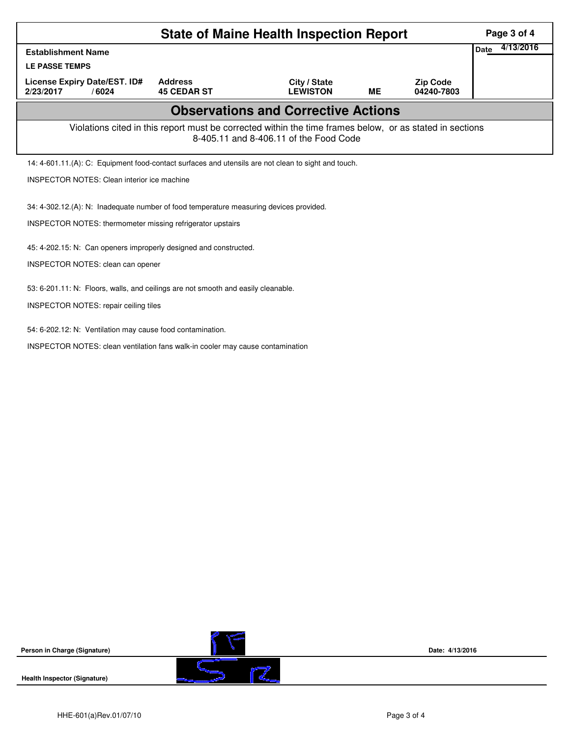# State of Maine Health Inspection Report

| Establishment Name | | | | | Date 4/13/2016 |
|---|---|---|---|---|---|
| LE PASSE TEMPS | | | | | |
| License Expiry Date/EST. ID# | Address | City / State | | Zip Code | |
| 2/23/2017 / 6024 | 45 CEDAR ST | LEWISTON | ME | 04240-7803 | |

## Observations and Corrective Actions

Violations cited in this report must be corrected within the time frames below, or as stated in sections 8-405.11 and 8-406.11 of the Food Code

14: 4-601.11.(A): C: Equipment food-contact surfaces and utensils are not clean to sight and touch.

INSPECTOR NOTES: Clean interior ice machine

34: 4-302.12.(A): N: Inadequate number of food temperature measuring devices provided.

INSPECTOR NOTES: thermometer missing refrigerator upstairs

45: 4-202.15: N: Can openers improperly designed and constructed.

INSPECTOR NOTES: clean can opener

53: 6-201.11: N: Floors, walls, and ceilings are not smooth and easily cleanable.

INSPECTOR NOTES: repair ceiling tiles

54: 6-202.12: N: Ventilation may cause food contamination.

INSPECTOR NOTES: clean ventilation fans walk-in cooler may cause contamination

Person in Charge (Signature) Date: 4/13/2016

Health Inspector (Signature)

HHE-601(a)Rev.01/07/10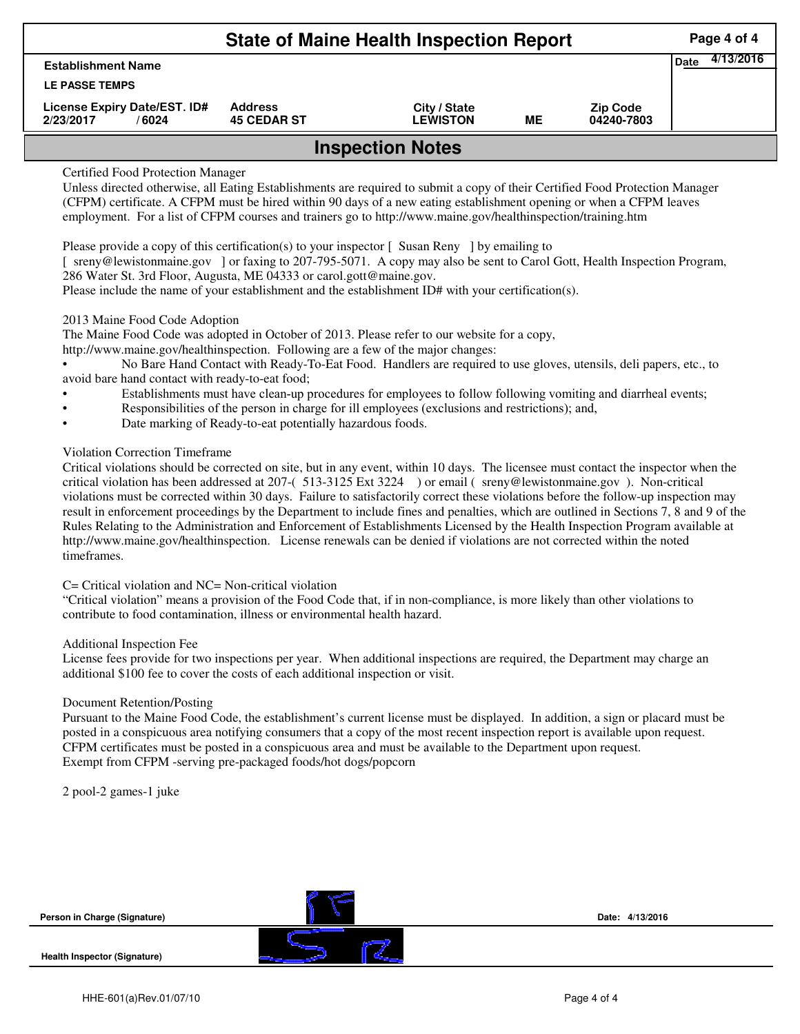# State of Maine Health Inspection Report

| Establishment Name | | | | | Date 4/13/2016 |
|---|---|---|---|---|---|
| LE PASSE TEMPS | | | | | |
| License Expiry Date/EST. ID# | Address | City / State | | Zip Code | |
| 2/23/2017 / 6024 | 45 CEDAR ST | LEWISTON | ME | 04240-7803 | |

## Inspection Notes

Certified Food Protection Manager

Unless directed otherwise, all Eating Establishments are required to submit a copy of their Certified Food Protection Manager (CFPM) certificate. A CFPM must be hired within 90 days of a new eating establishment opening or when a CFPM leaves employment. For a list of CFPM courses and trainers go to http://www.maine.gov/healthinspection/training.htm

Please provide a copy of this certification(s) to your inspector [ Susan Reny ] by emailing to [ sreny@lewistonmaine.gov ] or faxing to 207-795-5071. A copy may also be sent to Carol Gott, Health Inspection Program, 286 Water St. 3rd Floor, Augusta, ME 04333 or carol.gott@maine.gov.

Please include the name of your establishment and the establishment ID# with your certification(s).

2013 Maine Food Code Adoption

The Maine Food Code was adopted in October of 2013. Please refer to our website for a copy, http://www.maine.gov/healthinspection. Following are a few of the major changes:

- No Bare Hand Contact with Ready-To-Eat Food. Handlers are required to use gloves, utensils, deli papers, etc., to avoid bare hand contact with ready-to-eat food;
- Establishments must have clean-up procedures for employees to follow following vomiting and diarrheal events;
- Responsibilities of the person in charge for ill employees (exclusions and restrictions); and,
- Date marking of Ready-to-eat potentially hazardous foods.

Violation Correction Timeframe

Critical violations should be corrected on site, but in any event, within 10 days. The licensee must contact the inspector when the critical violation has been addressed at 207-( 513-3125 Ext 3224 ) or email ( sreny@lewistonmaine.gov ). Non-critical violations must be corrected within 30 days. Failure to satisfactorily correct these violations before the follow-up inspection may result in enforcement proceedings by the Department to include fines and penalties, which are outlined in Sections 7, 8 and 9 of the Rules Relating to the Administration and Enforcement of Establishments Licensed by the Health Inspection Program available at http://www.maine.gov/healthinspection. License renewals can be denied if violations are not corrected within the noted timeframes.

C= Critical violation and NC= Non-critical violation

"Critical violation" means a provision of the Food Code that, if in non-compliance, is more likely than other violations to contribute to food contamination, illness or environmental health hazard.

Additional Inspection Fee

License fees provide for two inspections per year. When additional inspections are required, the Department may charge an additional $100 fee to cover the costs of each additional inspection or visit.

Document Retention/Posting

Pursuant to the Maine Food Code, the establishment's current license must be displayed. In addition, a sign or placard must be posted in a conspicuous area notifying consumers that a copy of the most recent inspection report is available upon request. CFPM certificates must be posted in a conspicuous area and must be available to the Department upon request.

Exempt from CFPM -serving pre-packaged foods/hot dogs/popcorn

2 pool-2 games-1 juke

Person in Charge (Signature) Date: 4/13/2016

Health Inspector (Signature)

HHE-601(a)Rev.01/07/10